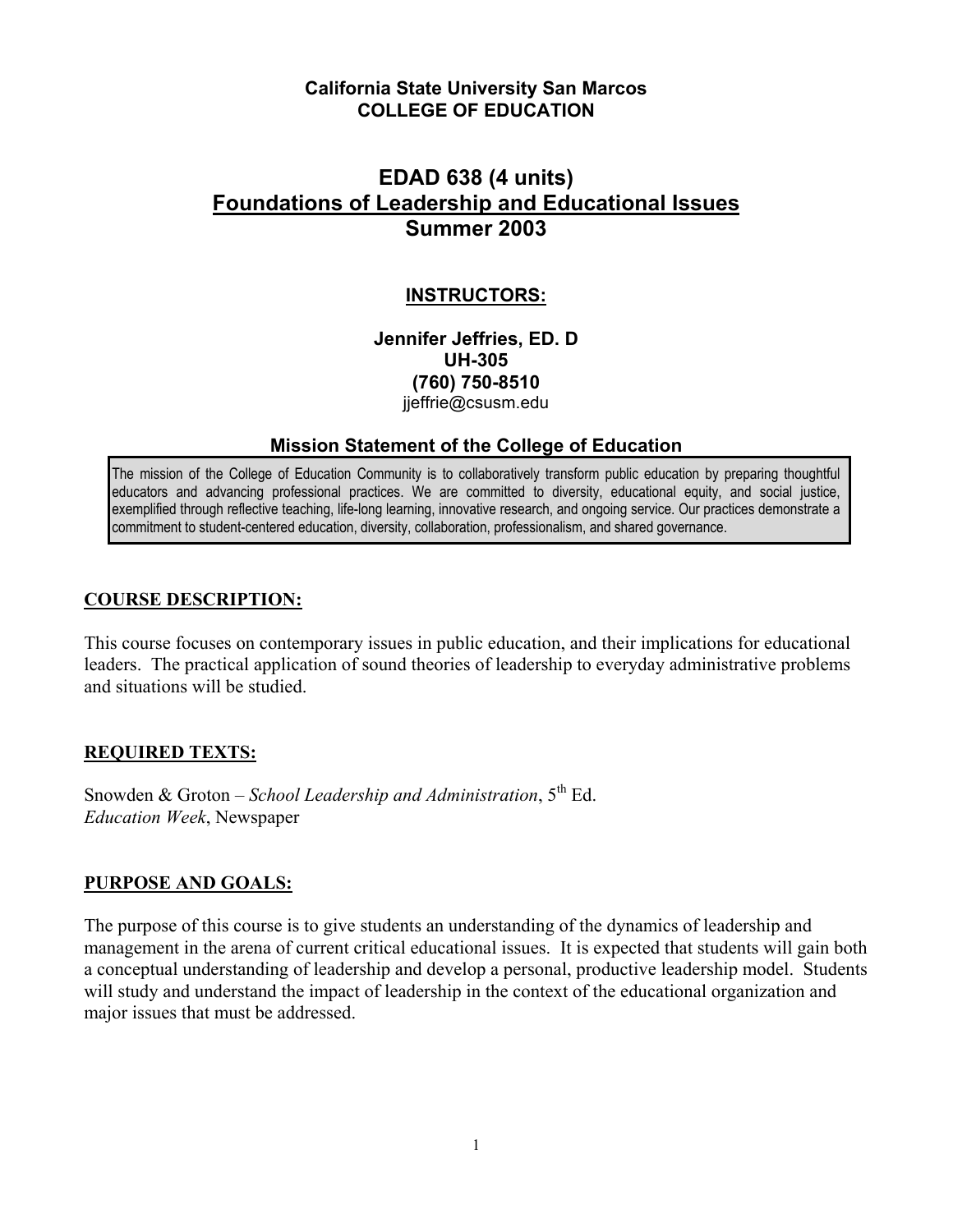**California State University San Marcos**
**COLLEGE OF EDUCATION**

# EDAD 638 (4 units)
# Foundations of Leadership and Educational Issues
# Summer 2003

## INSTRUCTORS:

**Jennifer Jeffries, ED. D**
**UH-305**
**(760) 750-8510**
jjeffrie@csusm.edu

### Mission Statement of the College of Education

The mission of the College of Education Community is to collaboratively transform public education by preparing thoughtful educators and advancing professional practices. We are committed to diversity, educational equity, and social justice, exemplified through reflective teaching, life-long learning, innovative research, and ongoing service. Our practices demonstrate a commitment to student-centered education, diversity, collaboration, professionalism, and shared governance.

## COURSE DESCRIPTION:

This course focuses on contemporary issues in public education, and their implications for educational leaders. The practical application of sound theories of leadership to everyday administrative problems and situations will be studied.

## REQUIRED TEXTS:

Snowden & Groton – *School Leadership and Administration*, 5th Ed.
*Education Week*, Newspaper

## PURPOSE AND GOALS:

The purpose of this course is to give students an understanding of the dynamics of leadership and management in the arena of current critical educational issues. It is expected that students will gain both a conceptual understanding of leadership and develop a personal, productive leadership model. Students will study and understand the impact of leadership in the context of the educational organization and major issues that must be addressed.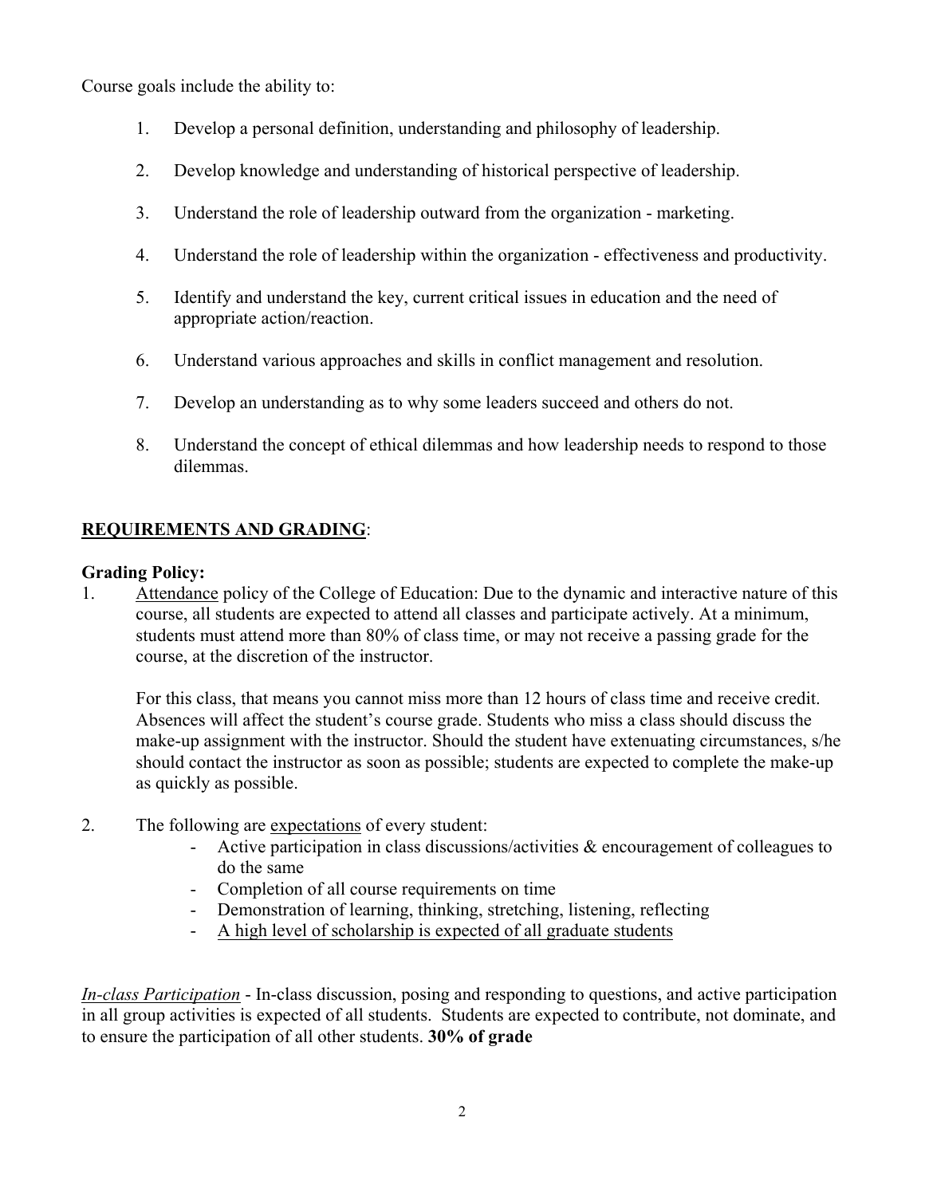Course goals include the ability to:

1. Develop a personal definition, understanding and philosophy of leadership.

2. Develop knowledge and understanding of historical perspective of leadership.

3. Understand the role of leadership outward from the organization - marketing.

4. Understand the role of leadership within the organization - effectiveness and productivity.

5. Identify and understand the key, current critical issues in education and the need of appropriate action/reaction.

6. Understand various approaches and skills in conflict management and resolution.

7. Develop an understanding as to why some leaders succeed and others do not.

8. Understand the concept of ethical dilemmas and how leadership needs to respond to those dilemmas.

## REQUIREMENTS AND GRADING:

**Grading Policy:**

1. Attendance policy of the College of Education: Due to the dynamic and interactive nature of this course, all students are expected to attend all classes and participate actively. At a minimum, students must attend more than 80% of class time, or may not receive a passing grade for the course, at the discretion of the instructor.

   For this class, that means you cannot miss more than 12 hours of class time and receive credit. Absences will affect the student's course grade. Students who miss a class should discuss the make-up assignment with the instructor. Should the student have extenuating circumstances, s/he should contact the instructor as soon as possible; students are expected to complete the make-up as quickly as possible.

2. The following are expectations of every student:
   - Active participation in class discussions/activities & encouragement of colleagues to do the same
   - Completion of all course requirements on time
   - Demonstration of learning, thinking, stretching, listening, reflecting
   - A high level of scholarship is expected of all graduate students

*In-class Participation* - In-class discussion, posing and responding to questions, and active participation in all group activities is expected of all students. Students are expected to contribute, not dominate, and to ensure the participation of all other students. **30% of grade**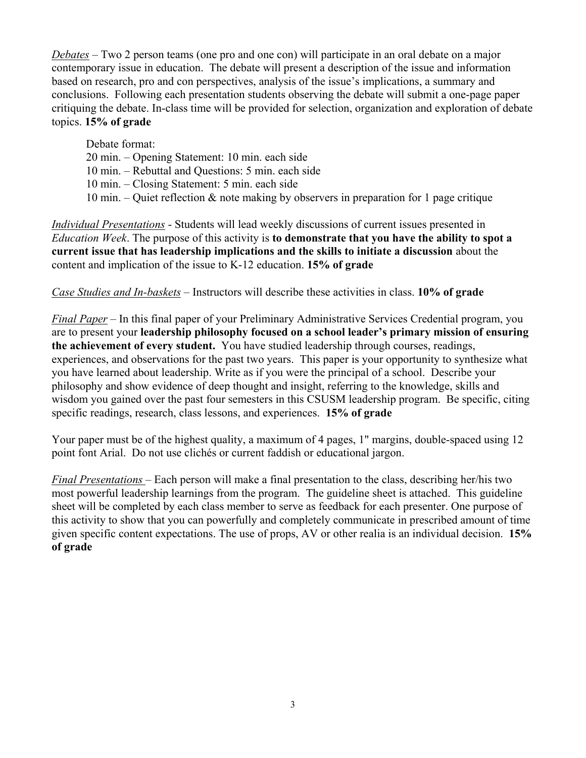*Debates* – Two 2 person teams (one pro and one con) will participate in an oral debate on a major contemporary issue in education. The debate will present a description of the issue and information based on research, pro and con perspectives, analysis of the issue's implications, a summary and conclusions. Following each presentation students observing the debate will submit a one-page paper critiquing the debate. In-class time will be provided for selection, organization and exploration of debate topics. **15% of grade**

Debate format:
20 min. – Opening Statement: 10 min. each side
10 min. – Rebuttal and Questions: 5 min. each side
10 min. – Closing Statement: 5 min. each side
10 min. – Quiet reflection & note making by observers in preparation for 1 page critique

*Individual Presentations* - Students will lead weekly discussions of current issues presented in *Education Week*. The purpose of this activity is **to demonstrate that you have the ability to spot a current issue that has leadership implications and the skills to initiate a discussion** about the content and implication of the issue to K-12 education. **15% of grade**

*Case Studies and In-baskets* – Instructors will describe these activities in class. **10% of grade**

*Final Paper* – In this final paper of your Preliminary Administrative Services Credential program, you are to present your **leadership philosophy focused on a school leader's primary mission of ensuring the achievement of every student.** You have studied leadership through courses, readings, experiences, and observations for the past two years. This paper is your opportunity to synthesize what you have learned about leadership. Write as if you were the principal of a school. Describe your philosophy and show evidence of deep thought and insight, referring to the knowledge, skills and wisdom you gained over the past four semesters in this CSUSM leadership program. Be specific, citing specific readings, research, class lessons, and experiences. **15% of grade**

Your paper must be of the highest quality, a maximum of 4 pages, 1" margins, double-spaced using 12 point font Arial. Do not use clichés or current faddish or educational jargon.

*Final Presentations* – Each person will make a final presentation to the class, describing her/his two most powerful leadership learnings from the program. The guideline sheet is attached. This guideline sheet will be completed by each class member to serve as feedback for each presenter. One purpose of this activity to show that you can powerfully and completely communicate in prescribed amount of time given specific content expectations. The use of props, AV or other realia is an individual decision. **15% of grade**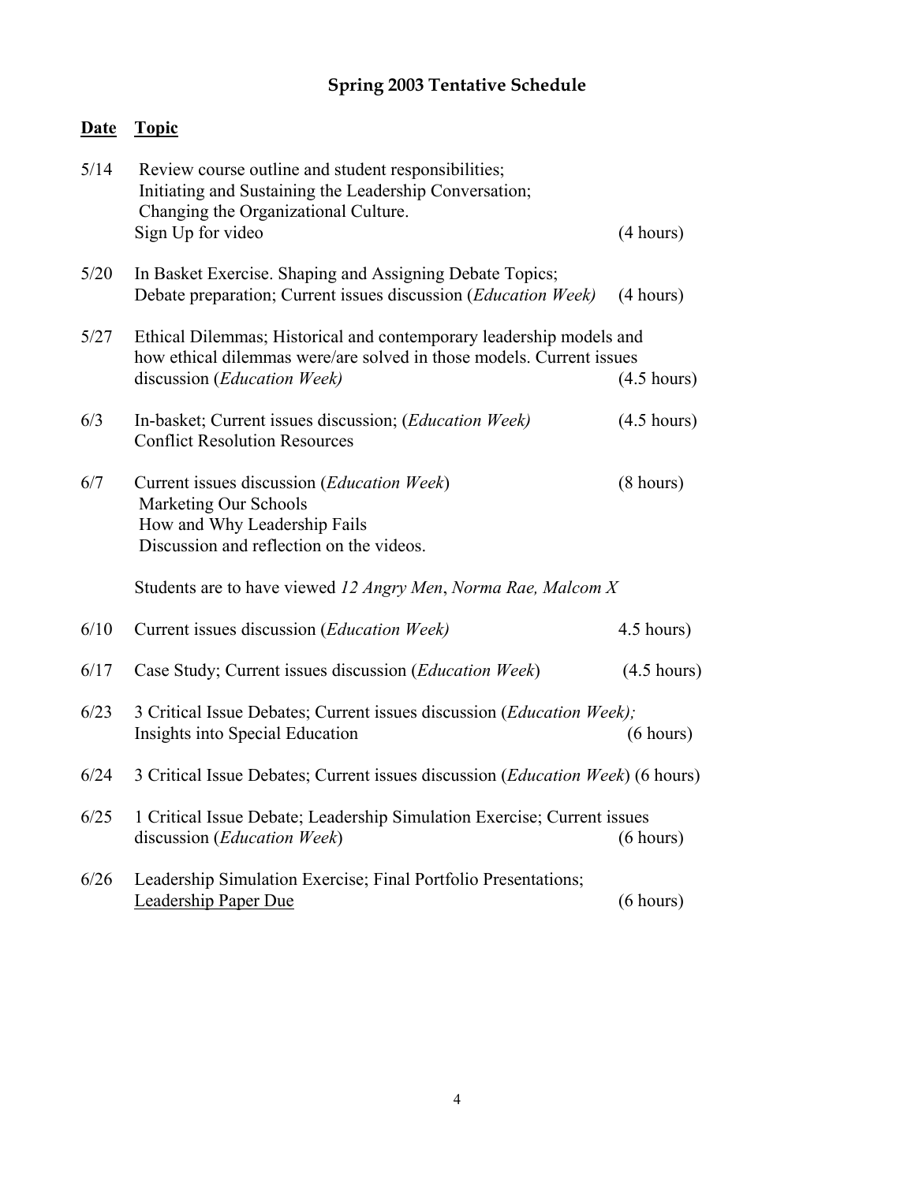## Spring 2003 Tentative Schedule

| Date | Topic | |
|---|---|---|
| 5/14 | Review course outline and student responsibilities; Initiating and Sustaining the Leadership Conversation; Changing the Organizational Culture. Sign Up for video | (4 hours) |
| 5/20 | In Basket Exercise. Shaping and Assigning Debate Topics; Debate preparation; Current issues discussion (*Education Week)* | (4 hours) |
| 5/27 | Ethical Dilemmas; Historical and contemporary leadership models and how ethical dilemmas were/are solved in those models. Current issues discussion (*Education Week)* | (4.5 hours) |
| 6/3 | In-basket; Current issues discussion; (*Education Week)* Conflict Resolution Resources | (4.5 hours) |
| 6/7 | Current issues discussion (*Education Week*) Marketing Our Schools How and Why Leadership Fails Discussion and reflection on the videos. Students are to have viewed *12 Angry Men*, *Norma Rae, Malcom X* | (8 hours) |
| 6/10 | Current issues discussion (*Education Week)* | 4.5 hours) |
| 6/17 | Case Study; Current issues discussion (*Education Week*) | (4.5 hours) |
| 6/23 | 3 Critical Issue Debates; Current issues discussion (*Education Week);* Insights into Special Education | (6 hours) |
| 6/24 | 3 Critical Issue Debates; Current issues discussion (*Education Week*) | (6 hours) |
| 6/25 | 1 Critical Issue Debate; Leadership Simulation Exercise; Current issues discussion (*Education Week*) | (6 hours) |
| 6/26 | Leadership Simulation Exercise; Final Portfolio Presentations; <u>Leadership Paper Due</u> | (6 hours) |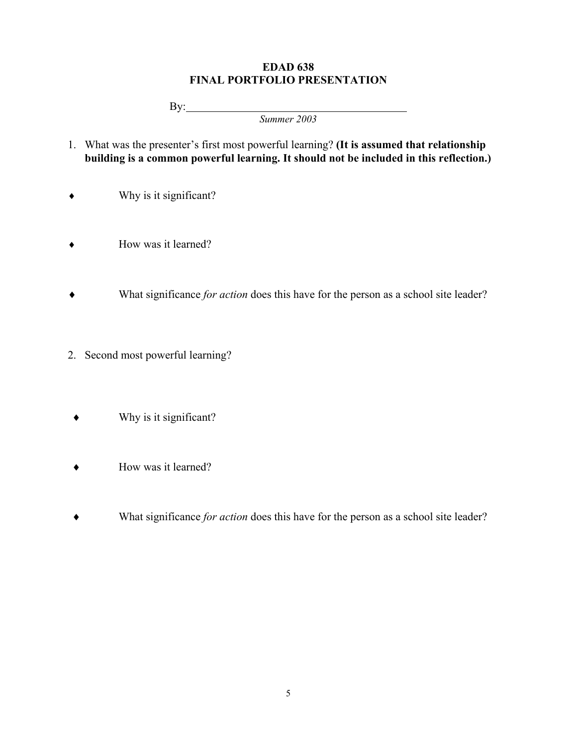**EDAD 638**
**FINAL PORTFOLIO PRESENTATION**

By: ________________________________________

*Summer 2003*

1. What was the presenter's first most powerful learning? **(It is assumed that relationship building is a common powerful learning. It should not be included in this reflection.)**

- Why is it significant?

- How was it learned?

- What significance *for action* does this have for the person as a school site leader?

2. Second most powerful learning?

- Why is it significant?

- How was it learned?

- What significance *for action* does this have for the person as a school site leader?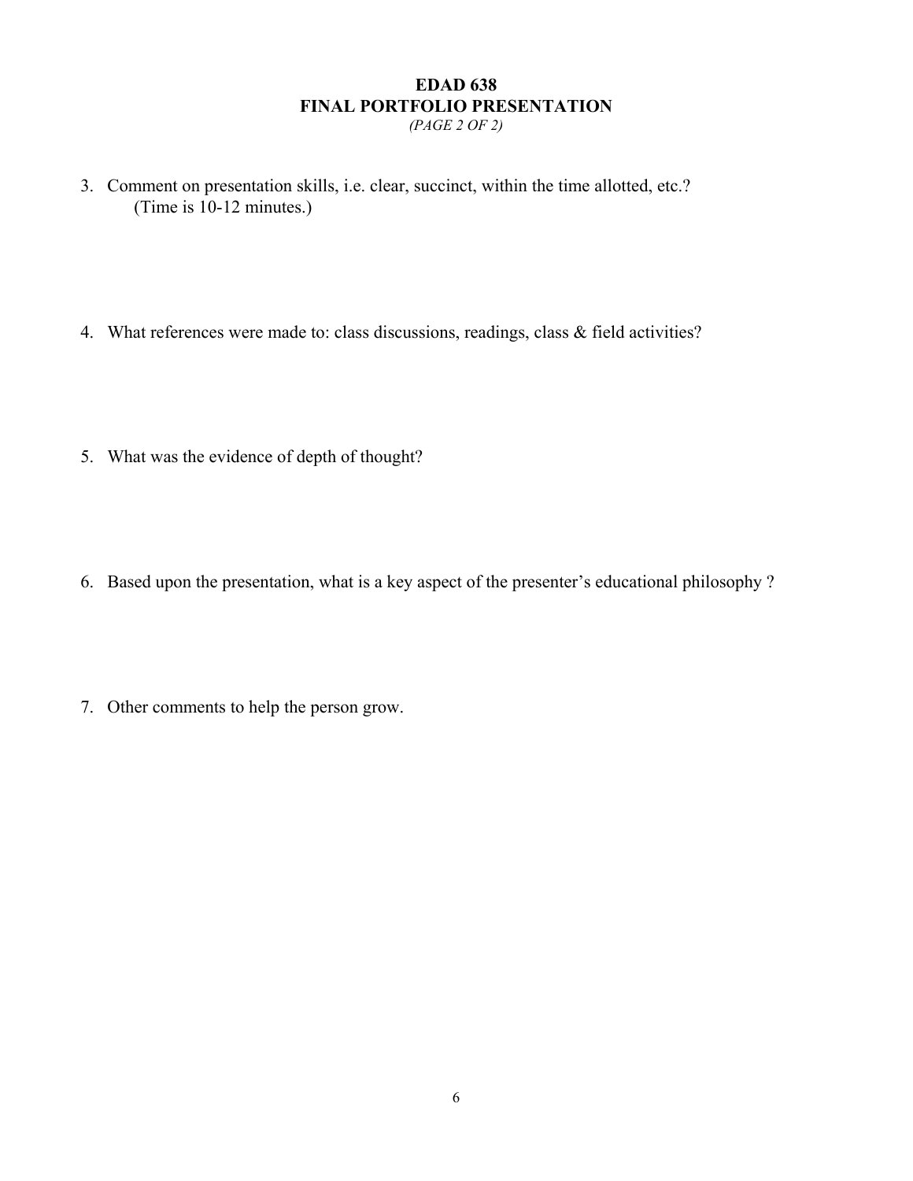# EDAD 638
# FINAL PORTFOLIO PRESENTATION
*(PAGE 2 OF 2)*

3. Comment on presentation skills, i.e. clear, succinct, within the time allotted, etc.?
   (Time is 10-12 minutes.)

4. What references were made to: class discussions, readings, class & field activities?

5. What was the evidence of depth of thought?

6. Based upon the presentation, what is a key aspect of the presenter's educational philosophy ?

7. Other comments to help the person grow.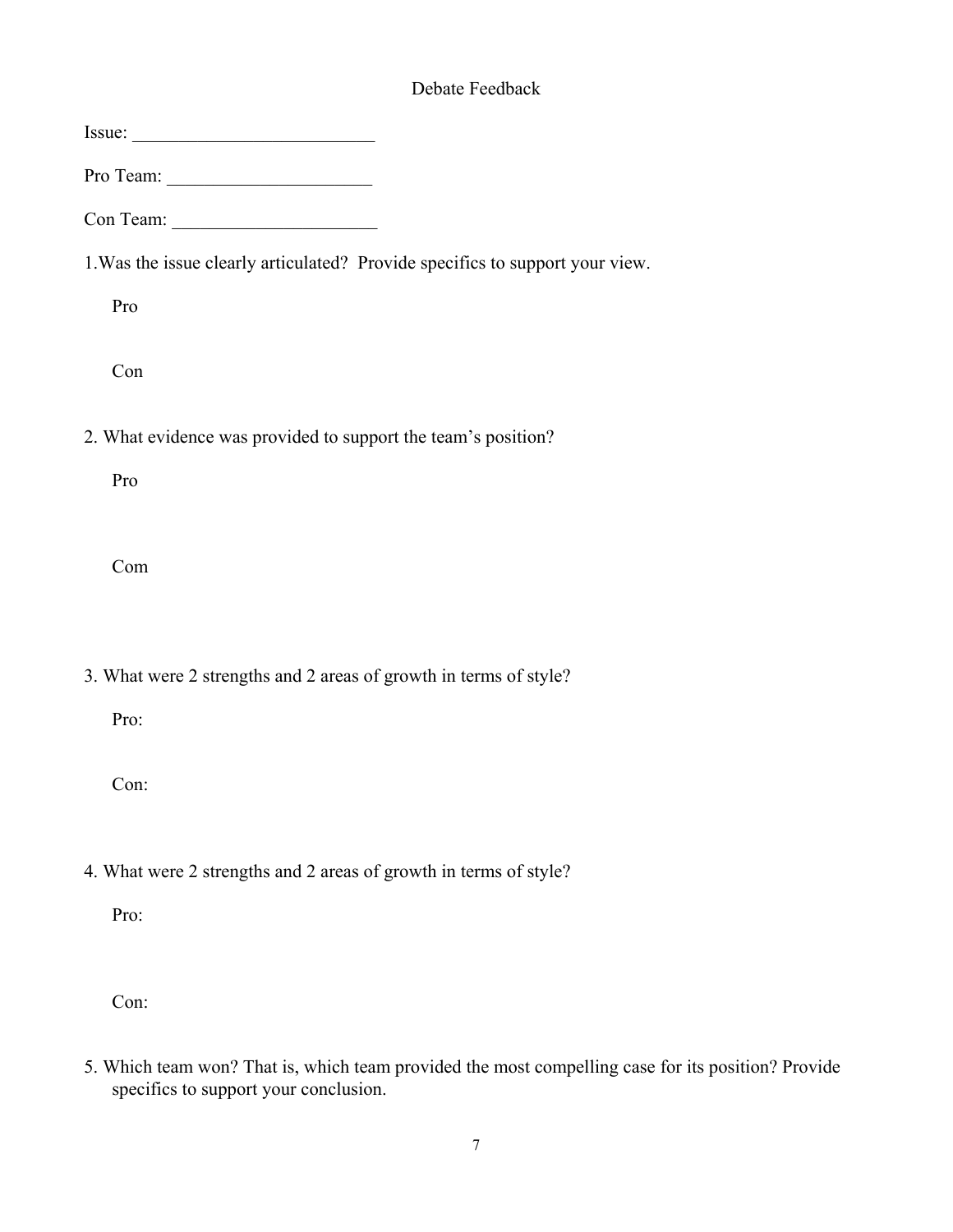# Debate Feedback

Issue: ___________________________

Pro Team: ______________________

Con Team: ______________________

1.Was the issue clearly articulated? Provide specifics to support your view.

Pro

Con

2. What evidence was provided to support the team's position?

Pro

Com

3. What were 2 strengths and 2 areas of growth in terms of style?

Pro:

Con:

4. What were 2 strengths and 2 areas of growth in terms of style?

Pro:

Con:

5. Which team won? That is, which team provided the most compelling case for its position? Provide specifics to support your conclusion.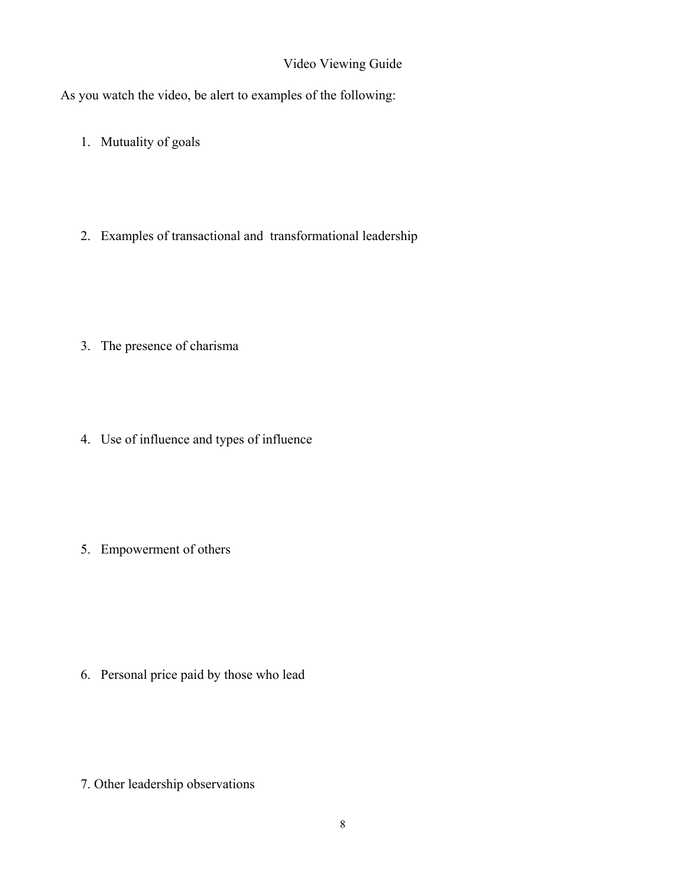# Video Viewing Guide

As you watch the video, be alert to examples of the following:

1. Mutuality of goals

2. Examples of transactional and transformational leadership

3. The presence of charisma

4. Use of influence and types of influence

5. Empowerment of others

6. Personal price paid by those who lead

7. Other leadership observations